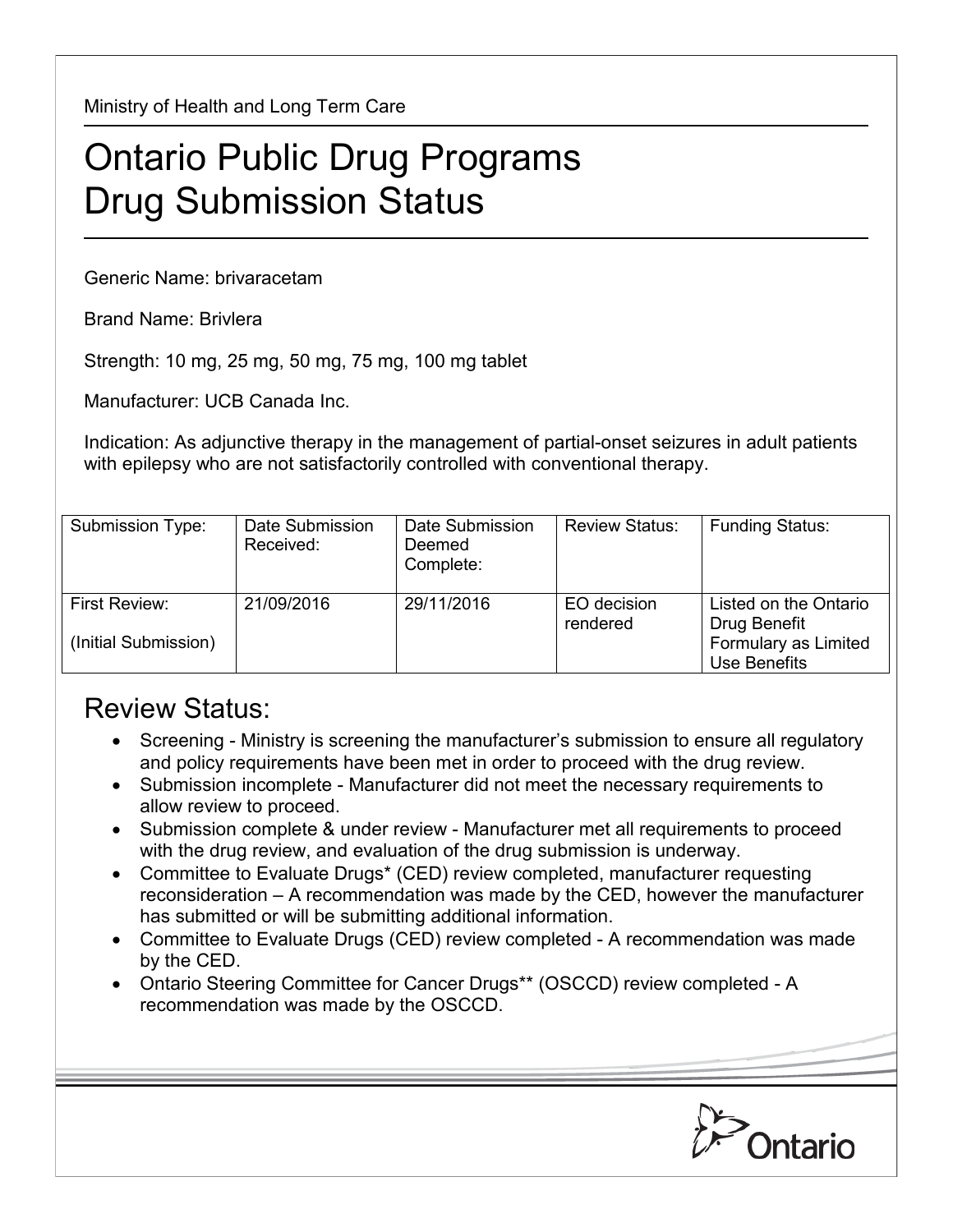Ministry of Health and Long Term Care

# Ontario Public Drug Programs
# Drug Submission Status

Generic Name: brivaracetam

Brand Name: Brivlera

Strength: 10 mg, 25 mg, 50 mg, 75 mg, 100 mg tablet

Manufacturer: UCB Canada Inc.

Indication: As adjunctive therapy in the management of partial-onset seizures in adult patients with epilepsy who are not satisfactorily controlled with conventional therapy.

| Submission Type: | Date Submission Received: | Date Submission Deemed Complete: | Review Status: | Funding Status: |
|---|---|---|---|---|
| First Review: (Initial Submission) | 21/09/2016 | 29/11/2016 | EO decision rendered | Listed on the Ontario Drug Benefit Formulary as Limited Use Benefits |

## Review Status:

- Screening - Ministry is screening the manufacturer's submission to ensure all regulatory and policy requirements have been met in order to proceed with the drug review.
- Submission incomplete - Manufacturer did not meet the necessary requirements to allow review to proceed.
- Submission complete & under review - Manufacturer met all requirements to proceed with the drug review, and evaluation of the drug submission is underway.
- Committee to Evaluate Drugs* (CED) review completed, manufacturer requesting reconsideration – A recommendation was made by the CED, however the manufacturer has submitted or will be submitting additional information.
- Committee to Evaluate Drugs (CED) review completed - A recommendation was made by the CED.
- Ontario Steering Committee for Cancer Drugs** (OSCCD) review completed - A recommendation was made by the OSCCD.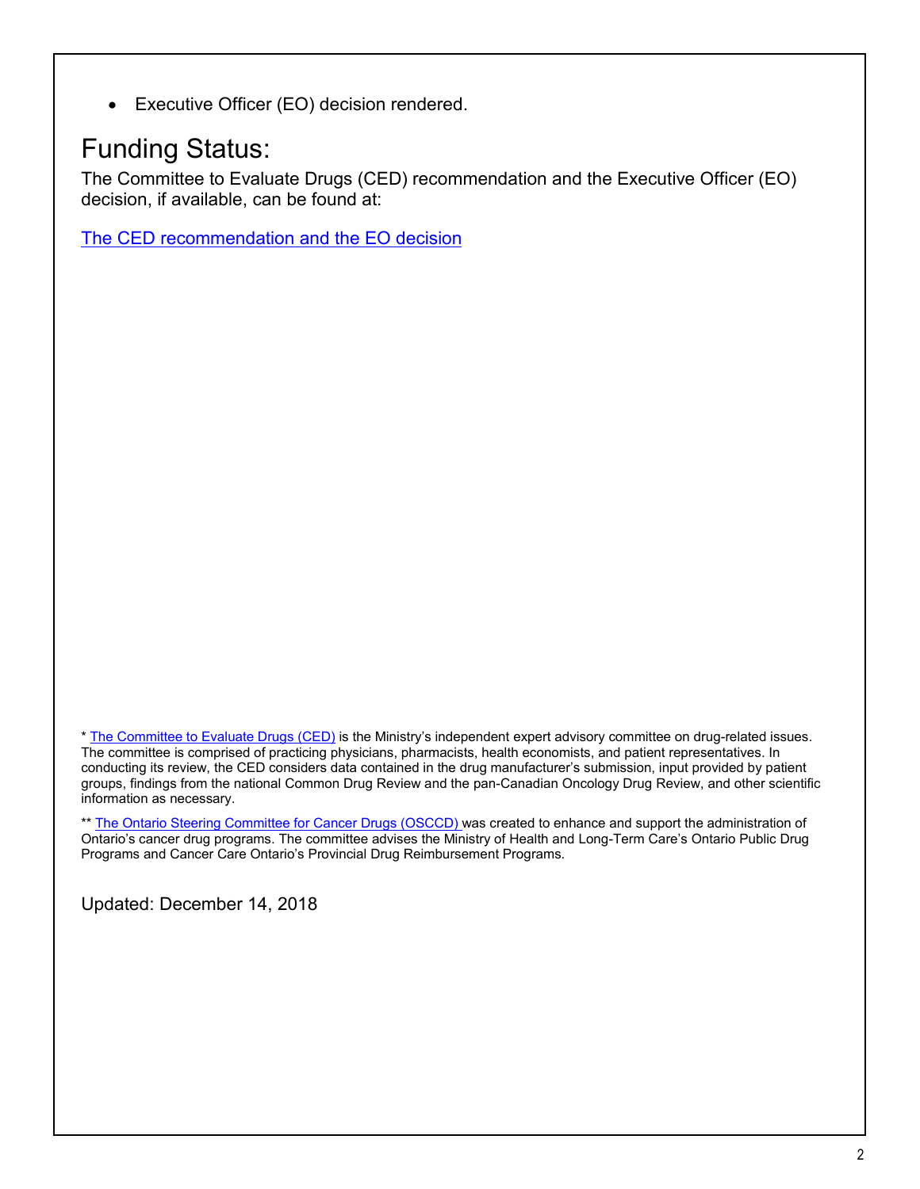- Executive Officer (EO) decision rendered.

# Funding Status:

The Committee to Evaluate Drugs (CED) recommendation and the Executive Officer (EO) decision, if available, can be found at:

The CED recommendation and the EO decision

* The Committee to Evaluate Drugs (CED) is the Ministry's independent expert advisory committee on drug-related issues. The committee is comprised of practicing physicians, pharmacists, health economists, and patient representatives. In conducting its review, the CED considers data contained in the drug manufacturer's submission, input provided by patient groups, findings from the national Common Drug Review and the pan-Canadian Oncology Drug Review, and other scientific information as necessary.

** The Ontario Steering Committee for Cancer Drugs (OSCCD) was created to enhance and support the administration of Ontario's cancer drug programs. The committee advises the Ministry of Health and Long-Term Care's Ontario Public Drug Programs and Cancer Care Ontario's Provincial Drug Reimbursement Programs.

Updated: December 14, 2018